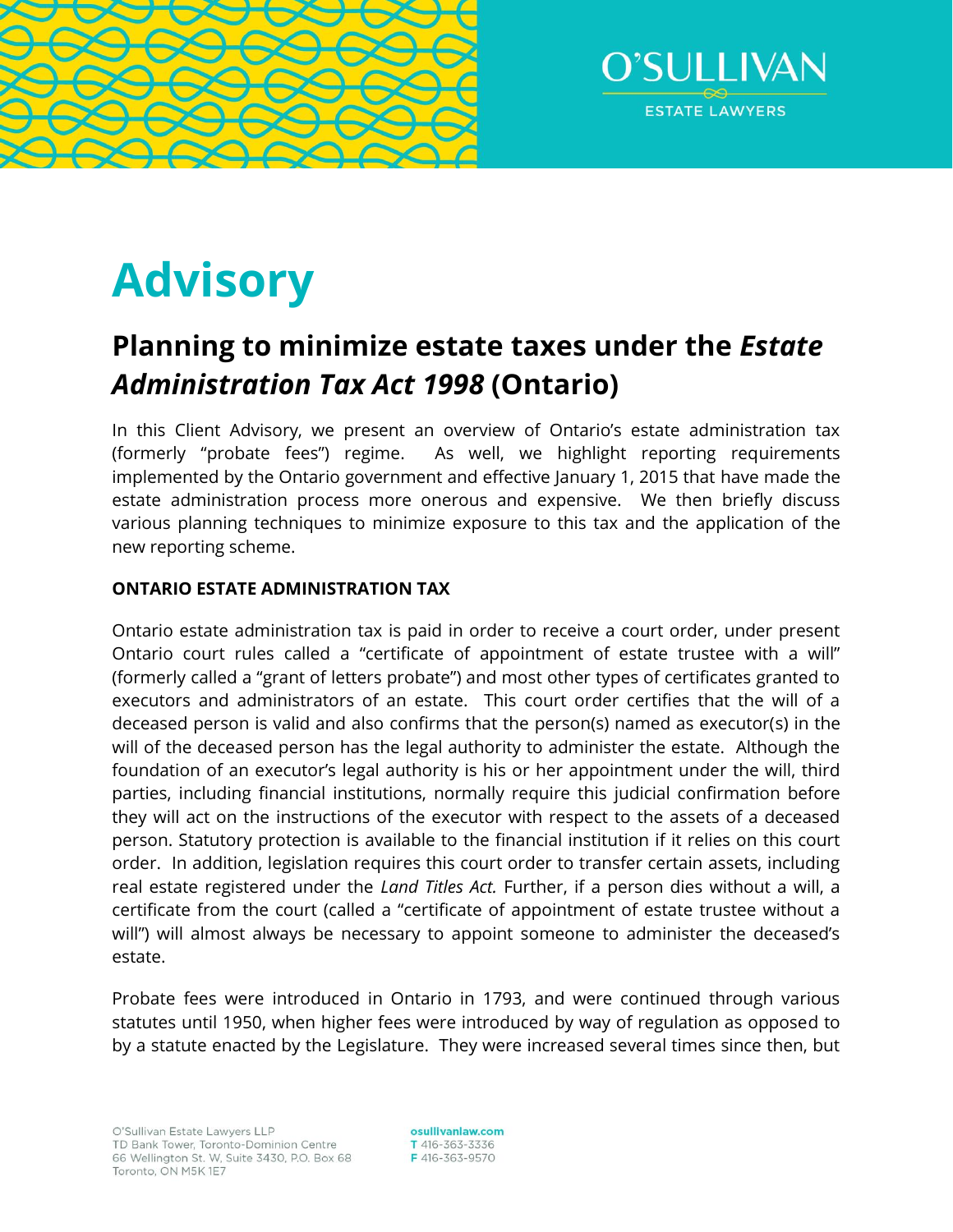# Advisory

## Planning to minimize estate taxes under the *Estate Administration Tax Act 1998* (Ontario)

In this Client Advisory, we present an overview of Ontario's estate administration tax (formerly "probate fees") regime. As well, we highlight reporting requirements implemented by the Ontario government and effective January 1, 2015 that have made the estate administration process more onerous and expensive. We then briefly discuss various planning techniques to minimize exposure to this tax and the application of the new reporting scheme.

**ONTARIO ESTATE ADMINISTRATION TAX**

Ontario estate administration tax is paid in order to receive a court order, under present Ontario court rules called a "certificate of appointment of estate trustee with a will" (formerly called a "grant of letters probate") and most other types of certificates granted to executors and administrators of an estate. This court order certifies that the will of a deceased person is valid and also confirms that the person(s) named as executor(s) in the will of the deceased person has the legal authority to administer the estate. Although the foundation of an executor's legal authority is his or her appointment under the will, third parties, including financial institutions, normally require this judicial confirmation before they will act on the instructions of the executor with respect to the assets of a deceased person. Statutory protection is available to the financial institution if it relies on this court order. In addition, legislation requires this court order to transfer certain assets, including real estate registered under the *Land Titles Act.* Further, if a person dies without a will, a certificate from the court (called a "certificate of appointment of estate trustee without a will") will almost always be necessary to appoint someone to administer the deceased's estate.

Probate fees were introduced in Ontario in 1793, and were continued through various statutes until 1950, when higher fees were introduced by way of regulation as opposed to by a statute enacted by the Legislature. They were increased several times since then, but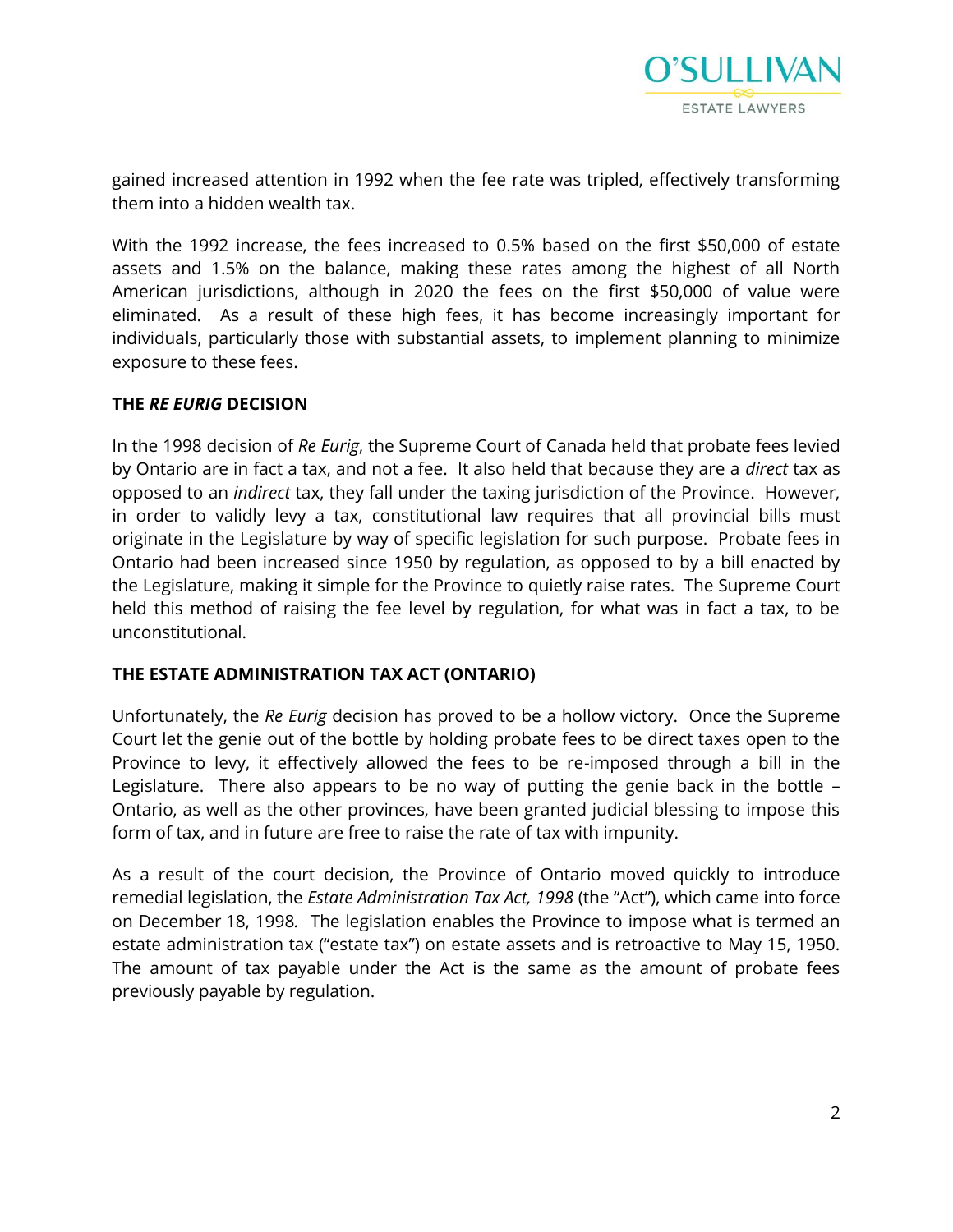gained increased attention in 1992 when the fee rate was tripled, effectively transforming them into a hidden wealth tax.

With the 1992 increase, the fees increased to 0.5% based on the first $50,000 of estate assets and 1.5% on the balance, making these rates among the highest of all North American jurisdictions, although in 2020 the fees on the first $50,000 of value were eliminated. As a result of these high fees, it has become increasingly important for individuals, particularly those with substantial assets, to implement planning to minimize exposure to these fees.

## THE *RE EURIG* DECISION

In the 1998 decision of *Re Eurig*, the Supreme Court of Canada held that probate fees levied by Ontario are in fact a tax, and not a fee. It also held that because they are a *direct* tax as opposed to an *indirect* tax, they fall under the taxing jurisdiction of the Province. However, in order to validly levy a tax, constitutional law requires that all provincial bills must originate in the Legislature by way of specific legislation for such purpose. Probate fees in Ontario had been increased since 1950 by regulation, as opposed to by a bill enacted by the Legislature, making it simple for the Province to quietly raise rates. The Supreme Court held this method of raising the fee level by regulation, for what was in fact a tax, to be unconstitutional.

## THE ESTATE ADMINISTRATION TAX ACT (ONTARIO)

Unfortunately, the *Re Eurig* decision has proved to be a hollow victory. Once the Supreme Court let the genie out of the bottle by holding probate fees to be direct taxes open to the Province to levy, it effectively allowed the fees to be re-imposed through a bill in the Legislature. There also appears to be no way of putting the genie back in the bottle – Ontario, as well as the other provinces, have been granted judicial blessing to impose this form of tax, and in future are free to raise the rate of tax with impunity.

As a result of the court decision, the Province of Ontario moved quickly to introduce remedial legislation, the *Estate Administration Tax Act, 1998* (the "Act"), which came into force on December 18, 1998. The legislation enables the Province to impose what is termed an estate administration tax ("estate tax") on estate assets and is retroactive to May 15, 1950. The amount of tax payable under the Act is the same as the amount of probate fees previously payable by regulation.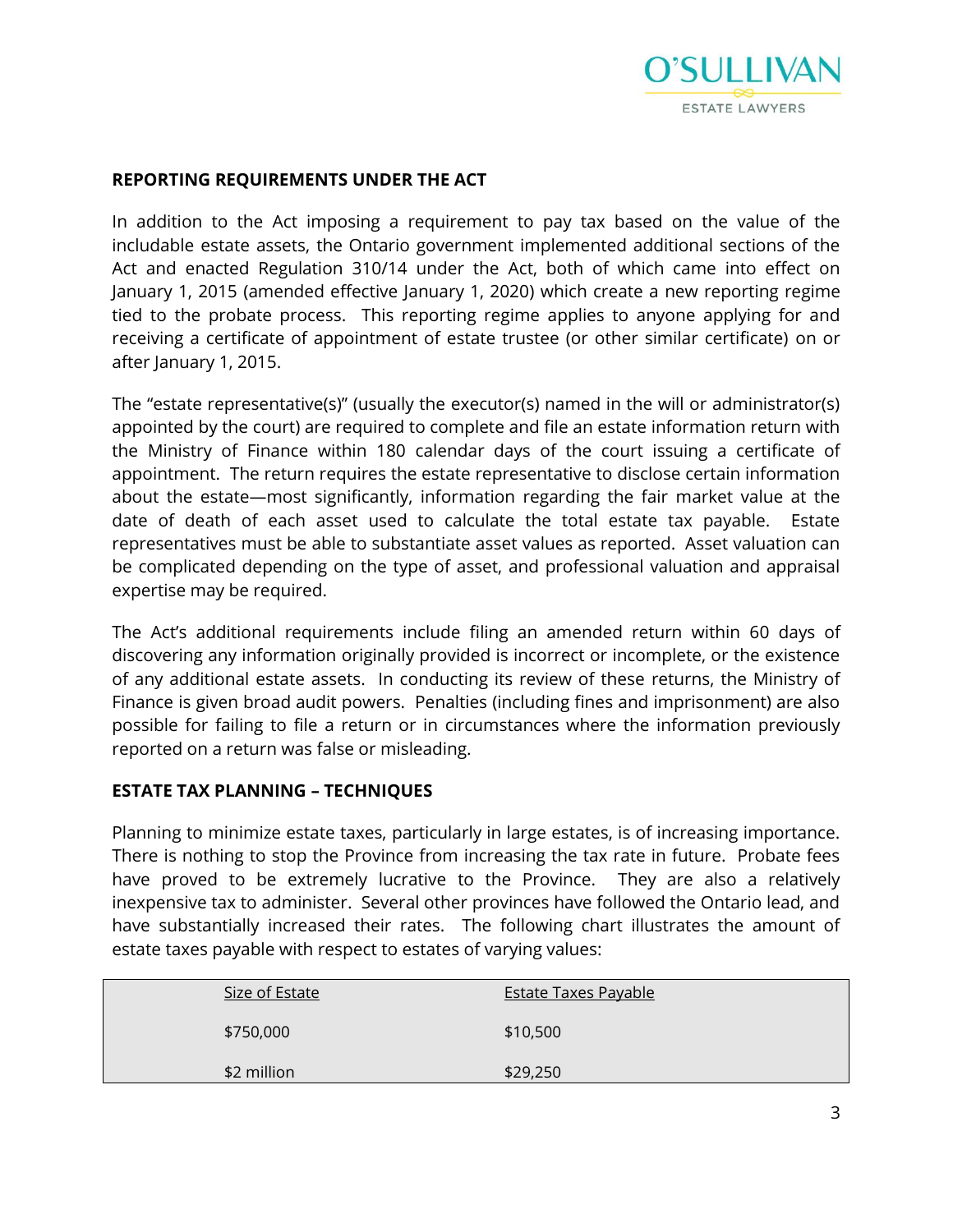## REPORTING REQUIREMENTS UNDER THE ACT

In addition to the Act imposing a requirement to pay tax based on the value of the includable estate assets, the Ontario government implemented additional sections of the Act and enacted Regulation 310/14 under the Act, both of which came into effect on January 1, 2015 (amended effective January 1, 2020) which create a new reporting regime tied to the probate process. This reporting regime applies to anyone applying for and receiving a certificate of appointment of estate trustee (or other similar certificate) on or after January 1, 2015.

The "estate representative(s)" (usually the executor(s) named in the will or administrator(s) appointed by the court) are required to complete and file an estate information return with the Ministry of Finance within 180 calendar days of the court issuing a certificate of appointment. The return requires the estate representative to disclose certain information about the estate—most significantly, information regarding the fair market value at the date of death of each asset used to calculate the total estate tax payable. Estate representatives must be able to substantiate asset values as reported. Asset valuation can be complicated depending on the type of asset, and professional valuation and appraisal expertise may be required.

The Act's additional requirements include filing an amended return within 60 days of discovering any information originally provided is incorrect or incomplete, or the existence of any additional estate assets. In conducting its review of these returns, the Ministry of Finance is given broad audit powers. Penalties (including fines and imprisonment) are also possible for failing to file a return or in circumstances where the information previously reported on a return was false or misleading.

## ESTATE TAX PLANNING – TECHNIQUES

Planning to minimize estate taxes, particularly in large estates, is of increasing importance. There is nothing to stop the Province from increasing the tax rate in future. Probate fees have proved to be extremely lucrative to the Province. They are also a relatively inexpensive tax to administer. Several other provinces have followed the Ontario lead, and have substantially increased their rates. The following chart illustrates the amount of estate taxes payable with respect to estates of varying values:

| Size of Estate | Estate Taxes Payable |
|---|---|
| $750,000 | $10,500 |
| $2 million | $29,250 |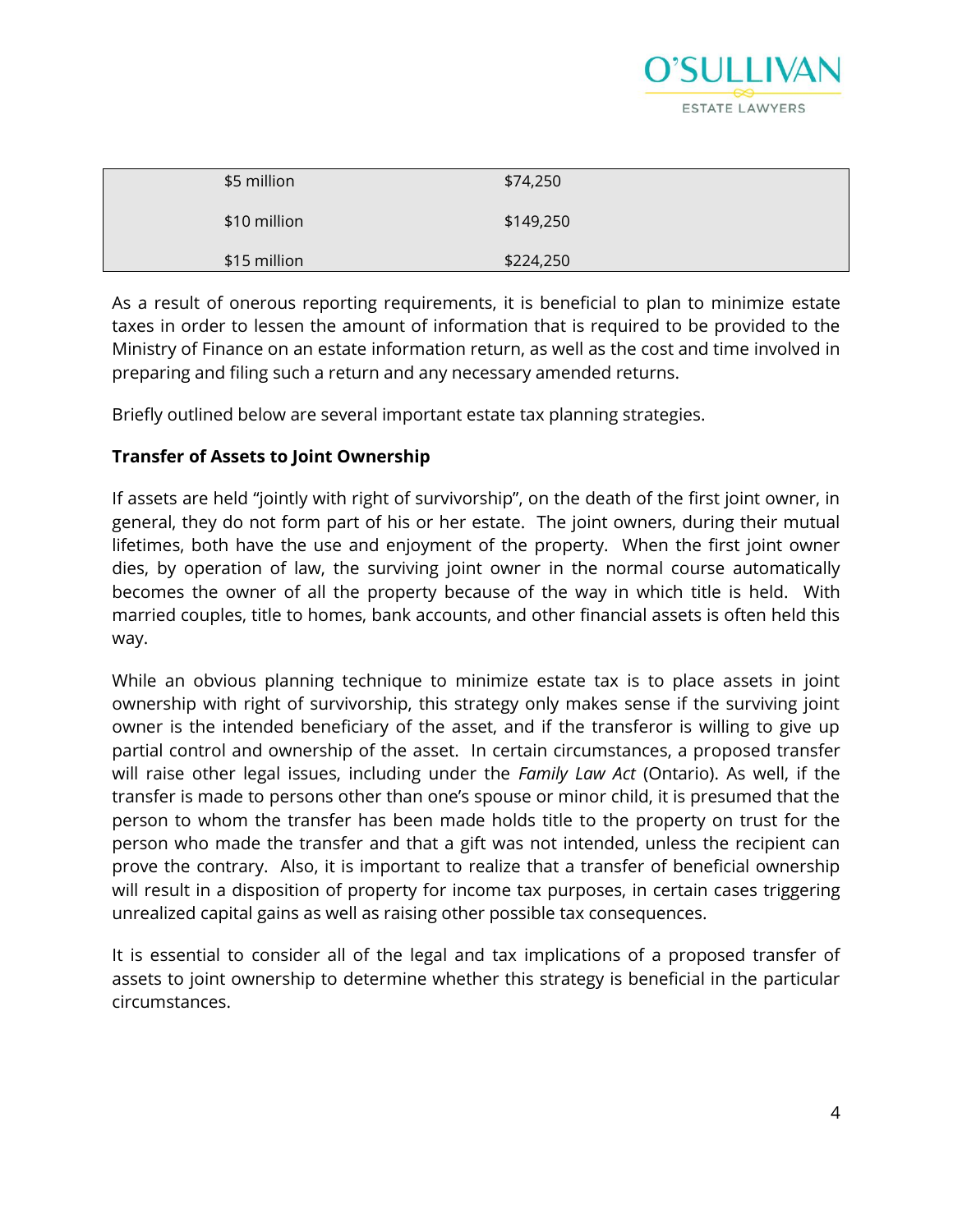| | |
|---|---|
| $5 million | $74,250 |
| $10 million | $149,250 |
| $15 million | $224,250 |

As a result of onerous reporting requirements, it is beneficial to plan to minimize estate taxes in order to lessen the amount of information that is required to be provided to the Ministry of Finance on an estate information return, as well as the cost and time involved in preparing and filing such a return and any necessary amended returns.

Briefly outlined below are several important estate tax planning strategies.

**Transfer of Assets to Joint Ownership**

If assets are held "jointly with right of survivorship", on the death of the first joint owner, in general, they do not form part of his or her estate. The joint owners, during their mutual lifetimes, both have the use and enjoyment of the property. When the first joint owner dies, by operation of law, the surviving joint owner in the normal course automatically becomes the owner of all the property because of the way in which title is held. With married couples, title to homes, bank accounts, and other financial assets is often held this way.

While an obvious planning technique to minimize estate tax is to place assets in joint ownership with right of survivorship, this strategy only makes sense if the surviving joint owner is the intended beneficiary of the asset, and if the transferor is willing to give up partial control and ownership of the asset. In certain circumstances, a proposed transfer will raise other legal issues, including under the *Family Law Act* (Ontario). As well, if the transfer is made to persons other than one's spouse or minor child, it is presumed that the person to whom the transfer has been made holds title to the property on trust for the person who made the transfer and that a gift was not intended, unless the recipient can prove the contrary. Also, it is important to realize that a transfer of beneficial ownership will result in a disposition of property for income tax purposes, in certain cases triggering unrealized capital gains as well as raising other possible tax consequences.

It is essential to consider all of the legal and tax implications of a proposed transfer of assets to joint ownership to determine whether this strategy is beneficial in the particular circumstances.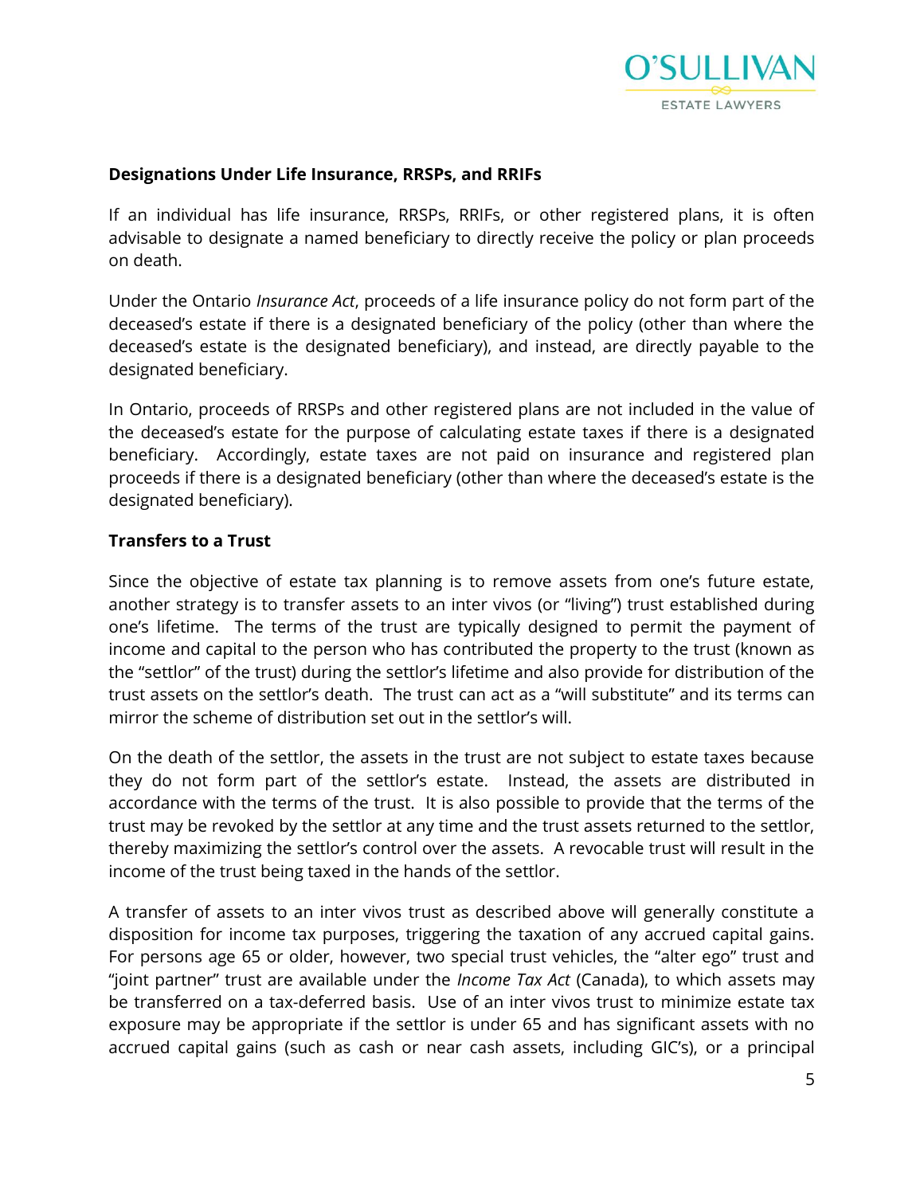**Designations Under Life Insurance, RRSPs, and RRIFs**

If an individual has life insurance, RRSPs, RRIFs, or other registered plans, it is often advisable to designate a named beneficiary to directly receive the policy or plan proceeds on death.

Under the Ontario *Insurance Act*, proceeds of a life insurance policy do not form part of the deceased's estate if there is a designated beneficiary of the policy (other than where the deceased's estate is the designated beneficiary), and instead, are directly payable to the designated beneficiary.

In Ontario, proceeds of RRSPs and other registered plans are not included in the value of the deceased's estate for the purpose of calculating estate taxes if there is a designated beneficiary. Accordingly, estate taxes are not paid on insurance and registered plan proceeds if there is a designated beneficiary (other than where the deceased's estate is the designated beneficiary).

**Transfers to a Trust**

Since the objective of estate tax planning is to remove assets from one's future estate, another strategy is to transfer assets to an inter vivos (or "living") trust established during one's lifetime. The terms of the trust are typically designed to permit the payment of income and capital to the person who has contributed the property to the trust (known as the "settlor" of the trust) during the settlor's lifetime and also provide for distribution of the trust assets on the settlor's death. The trust can act as a "will substitute" and its terms can mirror the scheme of distribution set out in the settlor's will.

On the death of the settlor, the assets in the trust are not subject to estate taxes because they do not form part of the settlor's estate. Instead, the assets are distributed in accordance with the terms of the trust. It is also possible to provide that the terms of the trust may be revoked by the settlor at any time and the trust assets returned to the settlor, thereby maximizing the settlor's control over the assets. A revocable trust will result in the income of the trust being taxed in the hands of the settlor.

A transfer of assets to an inter vivos trust as described above will generally constitute a disposition for income tax purposes, triggering the taxation of any accrued capital gains. For persons age 65 or older, however, two special trust vehicles, the "alter ego" trust and "joint partner" trust are available under the *Income Tax Act* (Canada), to which assets may be transferred on a tax-deferred basis. Use of an inter vivos trust to minimize estate tax exposure may be appropriate if the settlor is under 65 and has significant assets with no accrued capital gains (such as cash or near cash assets, including GIC's), or a principal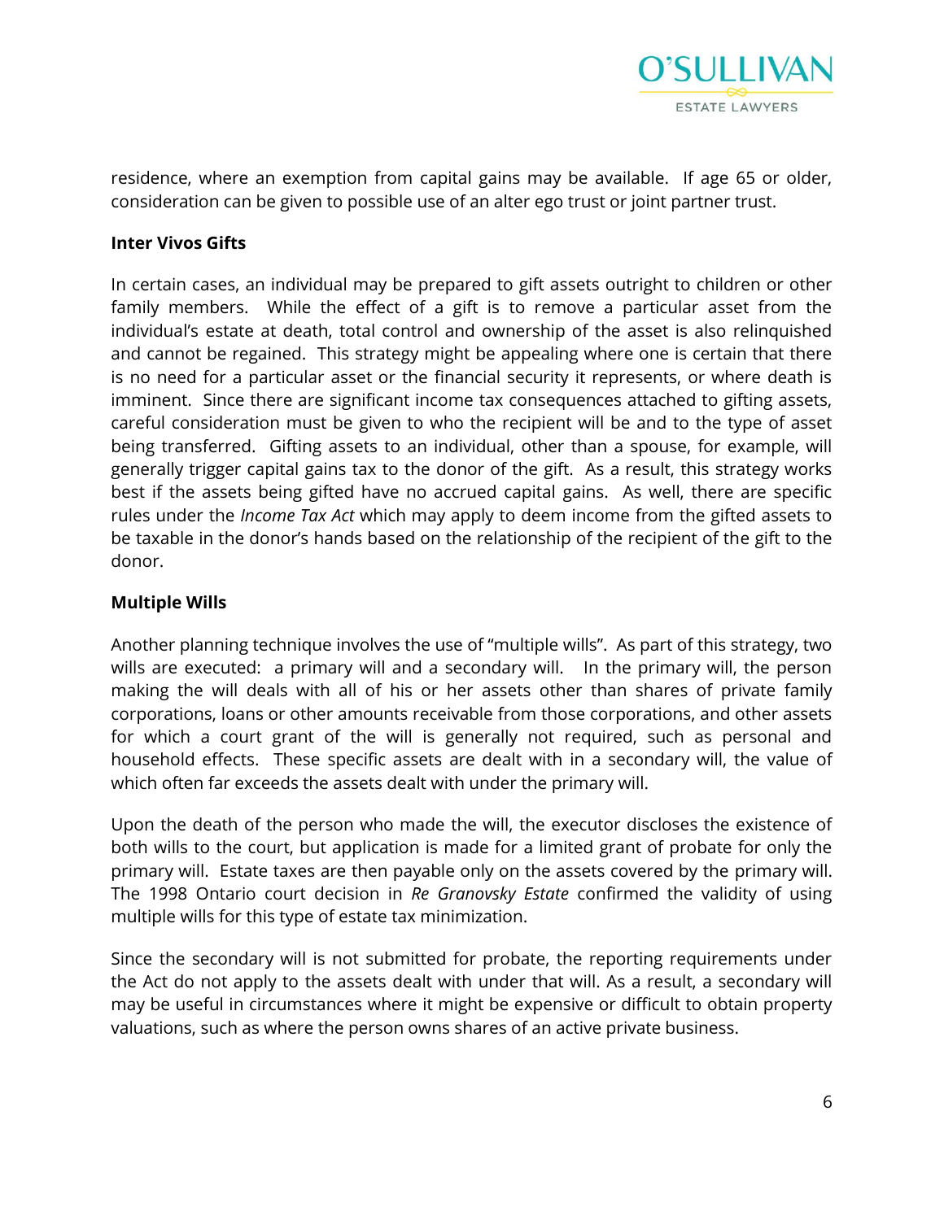residence, where an exemption from capital gains may be available. If age 65 or older, consideration can be given to possible use of an alter ego trust or joint partner trust.

**Inter Vivos Gifts**

In certain cases, an individual may be prepared to gift assets outright to children or other family members. While the effect of a gift is to remove a particular asset from the individual's estate at death, total control and ownership of the asset is also relinquished and cannot be regained. This strategy might be appealing where one is certain that there is no need for a particular asset or the financial security it represents, or where death is imminent. Since there are significant income tax consequences attached to gifting assets, careful consideration must be given to who the recipient will be and to the type of asset being transferred. Gifting assets to an individual, other than a spouse, for example, will generally trigger capital gains tax to the donor of the gift. As a result, this strategy works best if the assets being gifted have no accrued capital gains. As well, there are specific rules under the *Income Tax Act* which may apply to deem income from the gifted assets to be taxable in the donor's hands based on the relationship of the recipient of the gift to the donor.

**Multiple Wills**

Another planning technique involves the use of "multiple wills". As part of this strategy, two wills are executed: a primary will and a secondary will. In the primary will, the person making the will deals with all of his or her assets other than shares of private family corporations, loans or other amounts receivable from those corporations, and other assets for which a court grant of the will is generally not required, such as personal and household effects. These specific assets are dealt with in a secondary will, the value of which often far exceeds the assets dealt with under the primary will.

Upon the death of the person who made the will, the executor discloses the existence of both wills to the court, but application is made for a limited grant of probate for only the primary will. Estate taxes are then payable only on the assets covered by the primary will. The 1998 Ontario court decision in *Re Granovsky Estate* confirmed the validity of using multiple wills for this type of estate tax minimization.

Since the secondary will is not submitted for probate, the reporting requirements under the Act do not apply to the assets dealt with under that will. As a result, a secondary will may be useful in circumstances where it might be expensive or difficult to obtain property valuations, such as where the person owns shares of an active private business.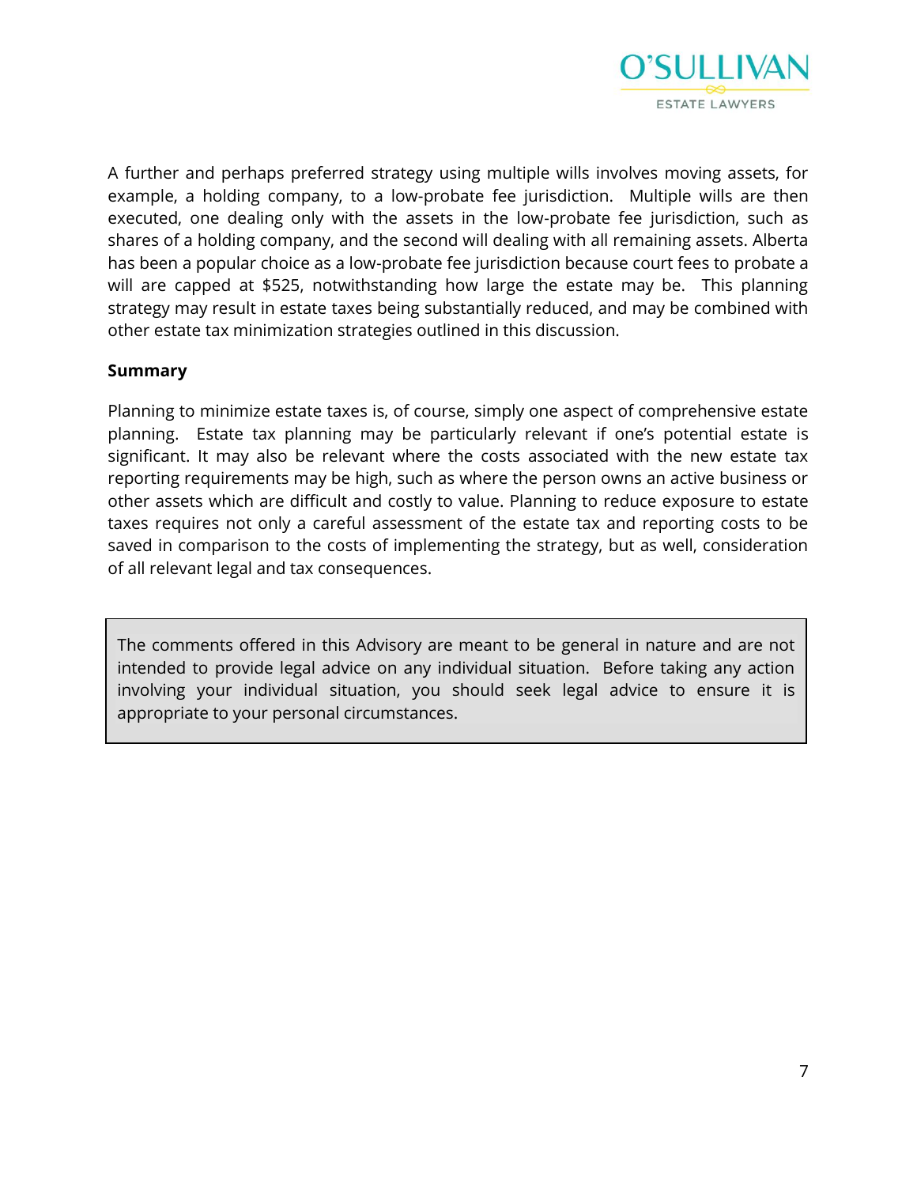A further and perhaps preferred strategy using multiple wills involves moving assets, for example, a holding company, to a low-probate fee jurisdiction. Multiple wills are then executed, one dealing only with the assets in the low-probate fee jurisdiction, such as shares of a holding company, and the second will dealing with all remaining assets. Alberta has been a popular choice as a low-probate fee jurisdiction because court fees to probate a will are capped at $525, notwithstanding how large the estate may be. This planning strategy may result in estate taxes being substantially reduced, and may be combined with other estate tax minimization strategies outlined in this discussion.

**Summary**

Planning to minimize estate taxes is, of course, simply one aspect of comprehensive estate planning. Estate tax planning may be particularly relevant if one's potential estate is significant. It may also be relevant where the costs associated with the new estate tax reporting requirements may be high, such as where the person owns an active business or other assets which are difficult and costly to value. Planning to reduce exposure to estate taxes requires not only a careful assessment of the estate tax and reporting costs to be saved in comparison to the costs of implementing the strategy, but as well, consideration of all relevant legal and tax consequences.

> The comments offered in this Advisory are meant to be general in nature and are not intended to provide legal advice on any individual situation. Before taking any action involving your individual situation, you should seek legal advice to ensure it is appropriate to your personal circumstances.